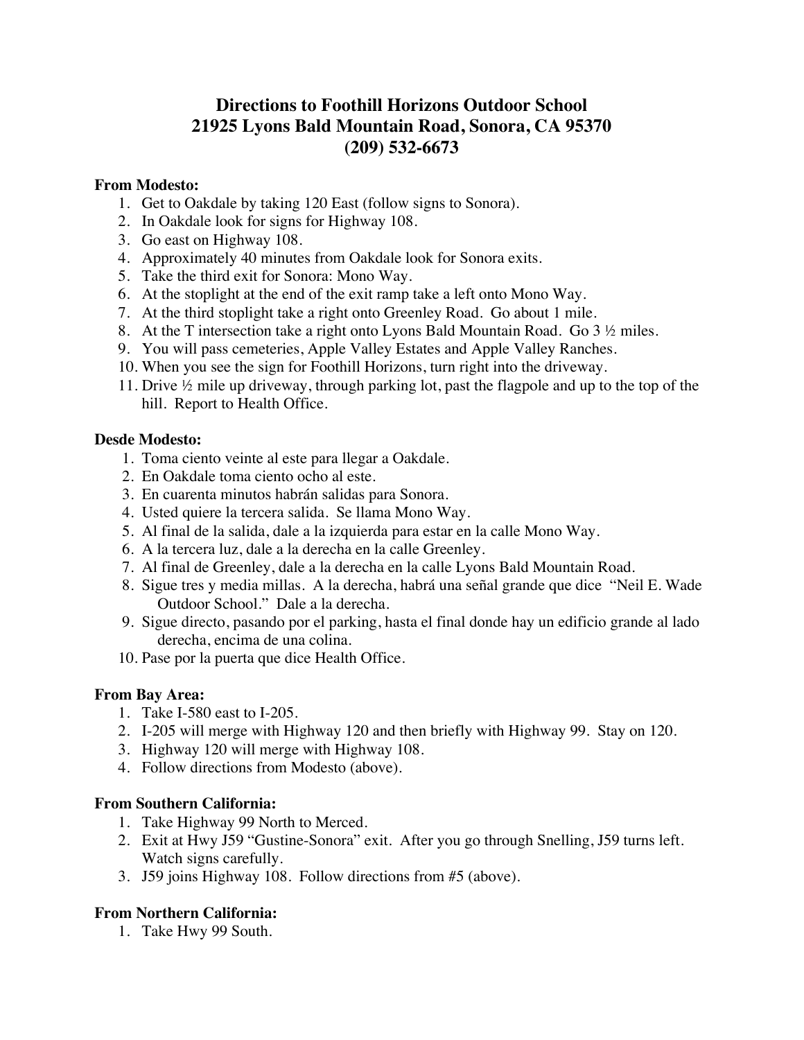# Directions to Foothill Horizons Outdoor School
# 21925 Lyons Bald Mountain Road, Sonora, CA 95370
# (209) 532-6673

**From Modesto:**

1. Get to Oakdale by taking 120 East (follow signs to Sonora).
2. In Oakdale look for signs for Highway 108.
3. Go east on Highway 108.
4. Approximately 40 minutes from Oakdale look for Sonora exits.
5. Take the third exit for Sonora: Mono Way.
6. At the stoplight at the end of the exit ramp take a left onto Mono Way.
7. At the third stoplight take a right onto Greenley Road. Go about 1 mile.
8. At the T intersection take a right onto Lyons Bald Mountain Road. Go 3 ½ miles.
9. You will pass cemeteries, Apple Valley Estates and Apple Valley Ranches.
10. When you see the sign for Foothill Horizons, turn right into the driveway.
11. Drive ½ mile up driveway, through parking lot, past the flagpole and up to the top of the hill. Report to Health Office.

**Desde Modesto:**

1. Toma ciento veinte al este para llegar a Oakdale.
2. En Oakdale toma ciento ocho al este.
3. En cuarenta minutos habrán salidas para Sonora.
4. Usted quiere la tercera salida. Se llama Mono Way.
5. Al final de la salida, dale a la izquierda para estar en la calle Mono Way.
6. A la tercera luz, dale a la derecha en la calle Greenley.
7. Al final de Greenley, dale a la derecha en la calle Lyons Bald Mountain Road.
8. Sigue tres y media millas. A la derecha, habrá una señal grande que dice "Neil E. Wade Outdoor School." Dale a la derecha.
9. Sigue directo, pasando por el parking, hasta el final donde hay un edificio grande al lado derecha, encima de una colina.
10. Pase por la puerta que dice Health Office.

**From Bay Area:**

1. Take I-580 east to I-205.
2. I-205 will merge with Highway 120 and then briefly with Highway 99. Stay on 120.
3. Highway 120 will merge with Highway 108.
4. Follow directions from Modesto (above).

**From Southern California:**

1. Take Highway 99 North to Merced.
2. Exit at Hwy J59 "Gustine-Sonora" exit. After you go through Snelling, J59 turns left. Watch signs carefully.
3. J59 joins Highway 108. Follow directions from #5 (above).

**From Northern California:**

1. Take Hwy 99 South.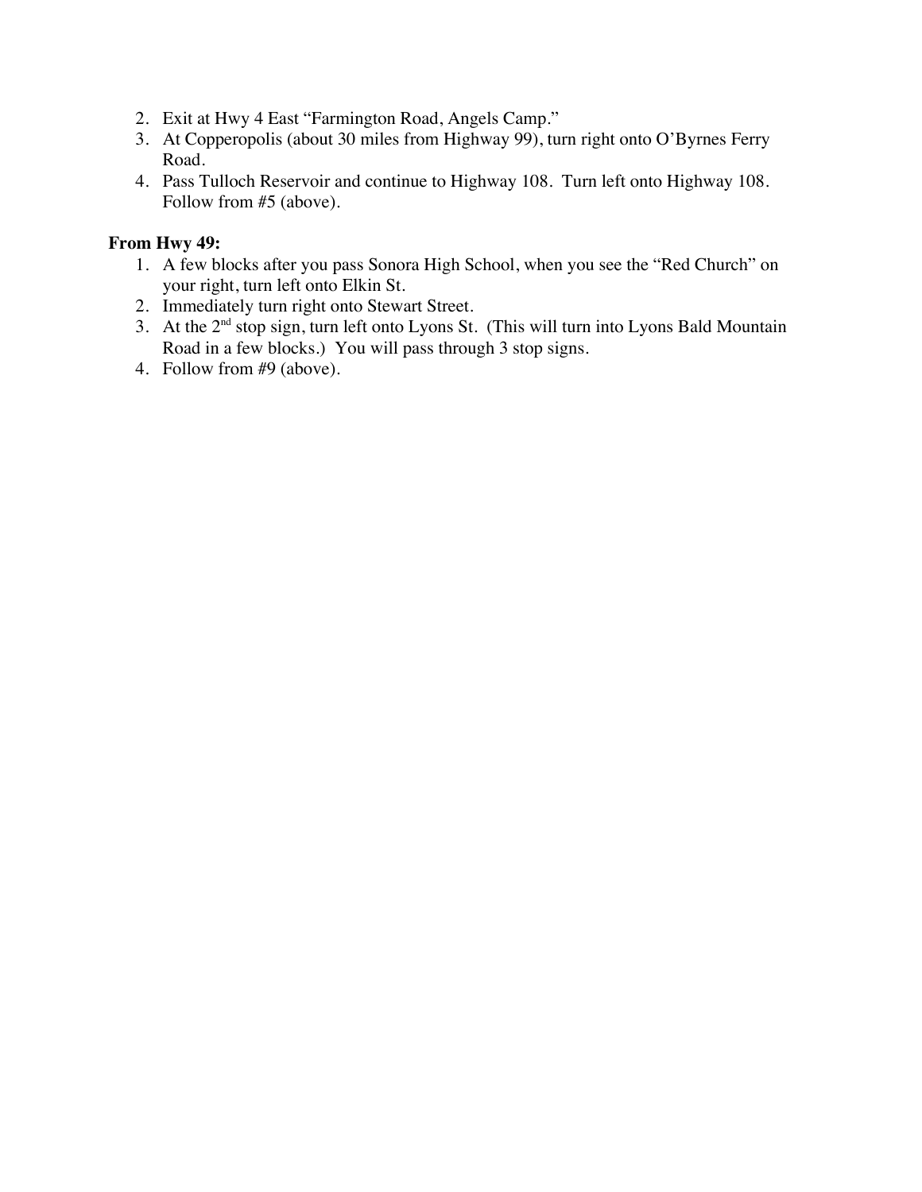2. Exit at Hwy 4 East "Farmington Road, Angels Camp."
3. At Copperopolis (about 30 miles from Highway 99), turn right onto O'Byrnes Ferry Road.
4. Pass Tulloch Reservoir and continue to Highway 108. Turn left onto Highway 108. Follow from #5 (above).

**From Hwy 49:**

1. A few blocks after you pass Sonora High School, when you see the "Red Church" on your right, turn left onto Elkin St.
2. Immediately turn right onto Stewart Street.
3. At the 2nd stop sign, turn left onto Lyons St. (This will turn into Lyons Bald Mountain Road in a few blocks.) You will pass through 3 stop signs.
4. Follow from #9 (above).